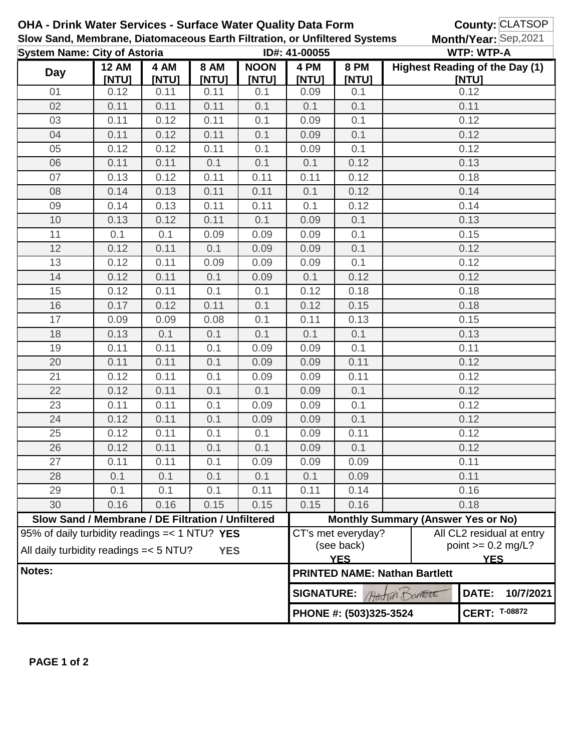**OHA - Drink Water Services - Surface Water Quality Data Form** **County:** CLATSOP

**Slow Sand, Membrane, Diatomaceous Earth Filtration, or Unfiltered Systems** **Month/Year:** Sep,2021

**System Name: City of Astoria** **ID#: 41-00055** **WTP: WTP-A**

| Day | 12 AM [NTU] | 4 AM [NTU] | 8 AM [NTU] | NOON [NTU] | 4 PM [NTU] | 8 PM [NTU] | Highest Reading of the Day (1) [NTU] |
|---|---|---|---|---|---|---|---|
| 01 | 0.12 | 0.11 | 0.11 | 0.1 | 0.09 | 0.1 | 0.12 |
| 02 | 0.11 | 0.11 | 0.11 | 0.1 | 0.1 | 0.1 | 0.11 |
| 03 | 0.11 | 0.12 | 0.11 | 0.1 | 0.09 | 0.1 | 0.12 |
| 04 | 0.11 | 0.12 | 0.11 | 0.1 | 0.09 | 0.1 | 0.12 |
| 05 | 0.12 | 0.12 | 0.11 | 0.1 | 0.09 | 0.1 | 0.12 |
| 06 | 0.11 | 0.11 | 0.1 | 0.1 | 0.1 | 0.12 | 0.13 |
| 07 | 0.13 | 0.12 | 0.11 | 0.11 | 0.11 | 0.12 | 0.18 |
| 08 | 0.14 | 0.13 | 0.11 | 0.11 | 0.1 | 0.12 | 0.14 |
| 09 | 0.14 | 0.13 | 0.11 | 0.11 | 0.1 | 0.12 | 0.14 |
| 10 | 0.13 | 0.12 | 0.11 | 0.1 | 0.09 | 0.1 | 0.13 |
| 11 | 0.1 | 0.1 | 0.09 | 0.09 | 0.09 | 0.1 | 0.15 |
| 12 | 0.12 | 0.11 | 0.1 | 0.09 | 0.09 | 0.1 | 0.12 |
| 13 | 0.12 | 0.11 | 0.09 | 0.09 | 0.09 | 0.1 | 0.12 |
| 14 | 0.12 | 0.11 | 0.1 | 0.09 | 0.1 | 0.12 | 0.12 |
| 15 | 0.12 | 0.11 | 0.1 | 0.1 | 0.12 | 0.18 | 0.18 |
| 16 | 0.17 | 0.12 | 0.11 | 0.1 | 0.12 | 0.15 | 0.18 |
| 17 | 0.09 | 0.09 | 0.08 | 0.1 | 0.11 | 0.13 | 0.15 |
| 18 | 0.13 | 0.1 | 0.1 | 0.1 | 0.1 | 0.1 | 0.13 |
| 19 | 0.11 | 0.11 | 0.1 | 0.09 | 0.09 | 0.1 | 0.11 |
| 20 | 0.11 | 0.11 | 0.1 | 0.09 | 0.09 | 0.11 | 0.12 |
| 21 | 0.12 | 0.11 | 0.1 | 0.09 | 0.09 | 0.11 | 0.12 |
| 22 | 0.12 | 0.11 | 0.1 | 0.1 | 0.09 | 0.1 | 0.12 |
| 23 | 0.11 | 0.11 | 0.1 | 0.09 | 0.09 | 0.1 | 0.12 |
| 24 | 0.12 | 0.11 | 0.1 | 0.09 | 0.09 | 0.1 | 0.12 |
| 25 | 0.12 | 0.11 | 0.1 | 0.1 | 0.09 | 0.11 | 0.12 |
| 26 | 0.12 | 0.11 | 0.1 | 0.1 | 0.09 | 0.1 | 0.12 |
| 27 | 0.11 | 0.11 | 0.1 | 0.09 | 0.09 | 0.09 | 0.11 |
| 28 | 0.1 | 0.1 | 0.1 | 0.1 | 0.1 | 0.09 | 0.11 |
| 29 | 0.1 | 0.1 | 0.1 | 0.11 | 0.11 | 0.14 | 0.16 |
| 30 | 0.16 | 0.16 | 0.15 | 0.15 | 0.15 | 0.16 | 0.18 |

| Slow Sand / Membrane / DE Filtration / Unfiltered | Monthly Summary (Answer Yes or No) | |
|---|---|---|
| 95% of daily turbidity readings =< 1 NTU? **YES** | CT's met everyday? (see back) **YES** | All CL2 residual at entry point >= 0.2 mg/L? **YES** |
| All daily turbidity readings =< 5 NTU? **YES** | | |

**Notes:**

**PRINTED NAME: Nathan Bartlett**

**SIGNATURE:** Nathan Bartlett **DATE: 10/7/2021**

**PHONE #: (503)325-3524** **CERT: T-08872**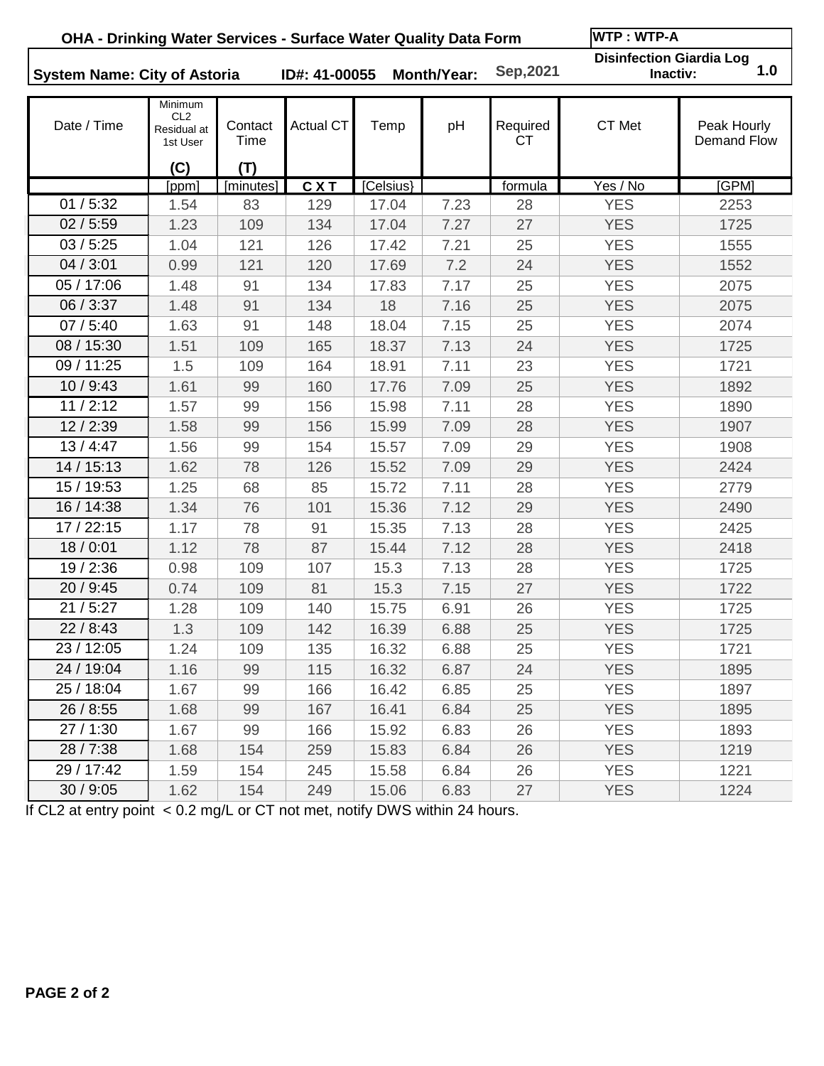**OHA - Drinking Water Services - Surface Water Quality Data Form**

**WTP : WTP-A**

**System Name: City of Astoria** **ID#: 41-00055** **Month/Year:** **Sep,2021**

**Disinfection Giardia Log Inactiv:** **1.0**

| Date / Time | Minimum $CL_2$ Residual at 1st User (C) | Contact Time (T) | Actual CT | Temp | pH | Required CT | CT Met | Peak Hourly Demand Flow |
|---|---|---|---|---|---|---|---|---|
| | [ppm] | [minutes] | C X T | [Celsius} | | formula | Yes / No | [GPM] |
| 01 / 5:32 | 1.54 | 83 | 129 | 17.04 | 7.23 | 28 | YES | 2253 |
| 02 / 5:59 | 1.23 | 109 | 134 | 17.04 | 7.27 | 27 | YES | 1725 |
| 03 / 5:25 | 1.04 | 121 | 126 | 17.42 | 7.21 | 25 | YES | 1555 |
| 04 / 3:01 | 0.99 | 121 | 120 | 17.69 | 7.2 | 24 | YES | 1552 |
| 05 / 17:06 | 1.48 | 91 | 134 | 17.83 | 7.17 | 25 | YES | 2075 |
| 06 / 3:37 | 1.48 | 91 | 134 | 18 | 7.16 | 25 | YES | 2075 |
| 07 / 5:40 | 1.63 | 91 | 148 | 18.04 | 7.15 | 25 | YES | 2074 |
| 08 / 15:30 | 1.51 | 109 | 165 | 18.37 | 7.13 | 24 | YES | 1725 |
| 09 / 11:25 | 1.5 | 109 | 164 | 18.91 | 7.11 | 23 | YES | 1721 |
| 10 / 9:43 | 1.61 | 99 | 160 | 17.76 | 7.09 | 25 | YES | 1892 |
| 11 / 2:12 | 1.57 | 99 | 156 | 15.98 | 7.11 | 28 | YES | 1890 |
| 12 / 2:39 | 1.58 | 99 | 156 | 15.99 | 7.09 | 28 | YES | 1907 |
| 13 / 4:47 | 1.56 | 99 | 154 | 15.57 | 7.09 | 29 | YES | 1908 |
| 14 / 15:13 | 1.62 | 78 | 126 | 15.52 | 7.09 | 29 | YES | 2424 |
| 15 / 19:53 | 1.25 | 68 | 85 | 15.72 | 7.11 | 28 | YES | 2779 |
| 16 / 14:38 | 1.34 | 76 | 101 | 15.36 | 7.12 | 29 | YES | 2490 |
| 17 / 22:15 | 1.17 | 78 | 91 | 15.35 | 7.13 | 28 | YES | 2425 |
| 18 / 0:01 | 1.12 | 78 | 87 | 15.44 | 7.12 | 28 | YES | 2418 |
| 19 / 2:36 | 0.98 | 109 | 107 | 15.3 | 7.13 | 28 | YES | 1725 |
| 20 / 9:45 | 0.74 | 109 | 81 | 15.3 | 7.15 | 27 | YES | 1722 |
| 21 / 5:27 | 1.28 | 109 | 140 | 15.75 | 6.91 | 26 | YES | 1725 |
| 22 / 8:43 | 1.3 | 109 | 142 | 16.39 | 6.88 | 25 | YES | 1725 |
| 23 / 12:05 | 1.24 | 109 | 135 | 16.32 | 6.88 | 25 | YES | 1721 |
| 24 / 19:04 | 1.16 | 99 | 115 | 16.32 | 6.87 | 24 | YES | 1895 |
| 25 / 18:04 | 1.67 | 99 | 166 | 16.42 | 6.85 | 25 | YES | 1897 |
| 26 / 8:55 | 1.68 | 99 | 167 | 16.41 | 6.84 | 25 | YES | 1895 |
| 27 / 1:30 | 1.67 | 99 | 166 | 15.92 | 6.83 | 26 | YES | 1893 |
| 28 / 7:38 | 1.68 | 154 | 259 | 15.83 | 6.84 | 26 | YES | 1219 |
| 29 / 17:42 | 1.59 | 154 | 245 | 15.58 | 6.84 | 26 | YES | 1221 |
| 30 / 9:05 | 1.62 | 154 | 249 | 15.06 | 6.83 | 27 | YES | 1224 |

If $CL_2$ at entry point < 0.2 mg/L or CT not met, notify DWS within 24 hours.